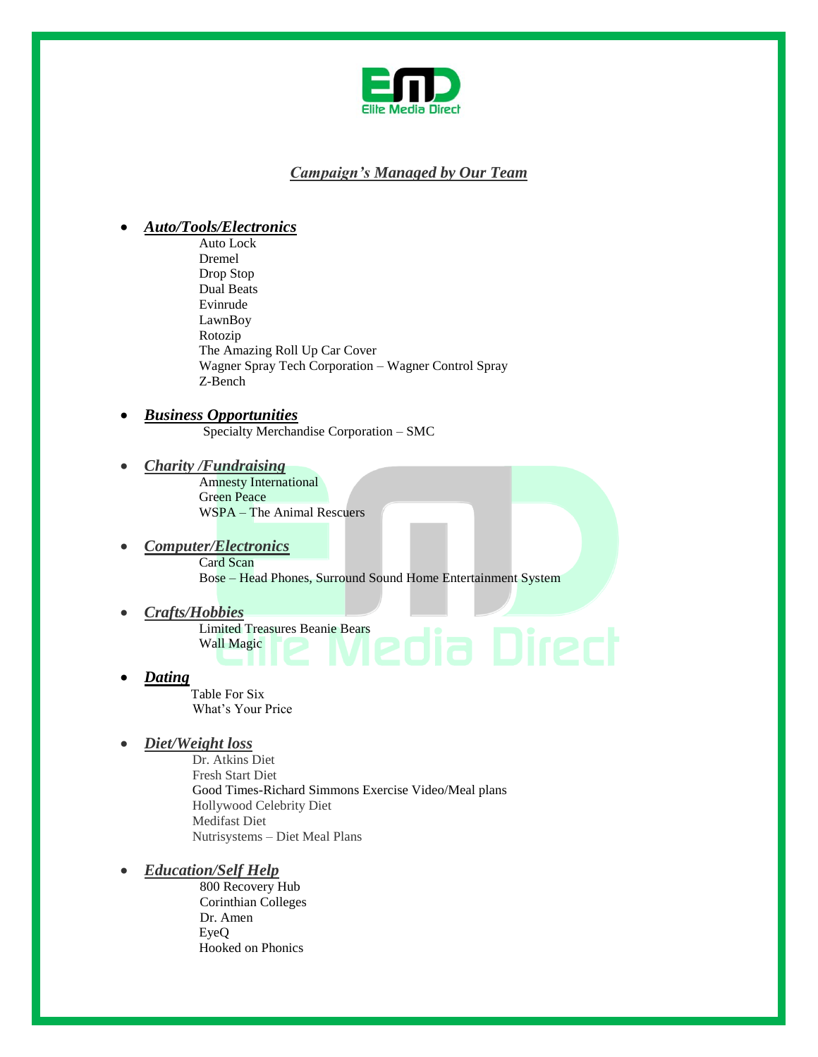Elite Media Direct

## ***Campaign's Managed by Our Team***

- ***Auto/Tools/Electronics***
  - Auto Lock
  - Dremel
  - Drop Stop
  - Dual Beats
  - Evinrude
  - LawnBoy
  - Rotozip
  - The Amazing Roll Up Car Cover
  - Wagner Spray Tech Corporation – Wagner Control Spray
  - Z-Bench
- ***Business Opportunities***
  - Specialty Merchandise Corporation – SMC
- ***Charity /Fundraising***
  - Amnesty International
  - Green Peace
  - WSPA – The Animal Rescuers
- ***Computer/Electronics***
  - Card Scan
  - Bose – Head Phones, Surround Sound Home Entertainment System
- ***Crafts/Hobbies***
  - Limited Treasures Beanie Bears
  - Wall Magic
- ***Dating***
  - Table For Six
  - What's Your Price
- ***Diet/Weight loss***
  - Dr. Atkins Diet
  - Fresh Start Diet
  - Good Times-Richard Simmons Exercise Video/Meal plans
  - Hollywood Celebrity Diet
  - Medifast Diet
  - Nutrisystems – Diet Meal Plans
- ***Education/Self Help***
  - 800 Recovery Hub
  - Corinthian Colleges
  - Dr. Amen
  - EyeQ
  - Hooked on Phonics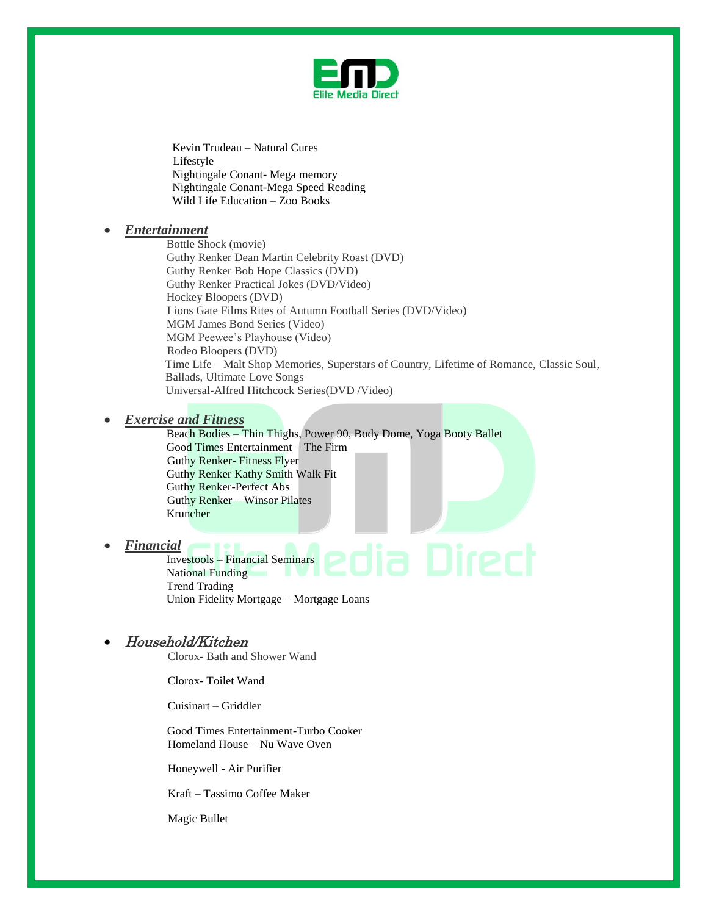Kevin Trudeau – Natural Cures
Lifestyle
Nightingale Conant- Mega memory
Nightingale Conant-Mega Speed Reading
Wild Life Education – Zoo Books

- ***Entertainment***

  Bottle Shock (movie)
  Guthy Renker Dean Martin Celebrity Roast (DVD)
  Guthy Renker Bob Hope Classics (DVD)
  Guthy Renker Practical Jokes (DVD/Video)
  Hockey Bloopers (DVD)
  Lions Gate Films Rites of Autumn Football Series (DVD/Video)
  MGM James Bond Series (Video)
  MGM Peewee's Playhouse (Video)
  Rodeo Bloopers (DVD)
  Time Life – Malt Shop Memories, Superstars of Country, Lifetime of Romance, Classic Soul, Ballads, Ultimate Love Songs
  Universal-Alfred Hitchcock Series(DVD /Video)

- ***Exercise and Fitness***

  Beach Bodies – Thin Thighs, Power 90, Body Dome, Yoga Booty Ballet
  Good Times Entertainment – The Firm
  Guthy Renker- Fitness Flyer
  Guthy Renker Kathy Smith Walk Fit
  Guthy Renker-Perfect Abs
  Guthy Renker – Winsor Pilates
  Kruncher

- ***Financial***

  Investools – Financial Seminars
  National Funding
  Trend Trading
  Union Fidelity Mortgage – Mortgage Loans

- ***Household/Kitchen***

  Clorox- Bath and Shower Wand

  Clorox- Toilet Wand

  Cuisinart – Griddler

  Good Times Entertainment-Turbo Cooker
  Homeland House – Nu Wave Oven

  Honeywell - Air Purifier

  Kraft – Tassimo Coffee Maker

  Magic Bullet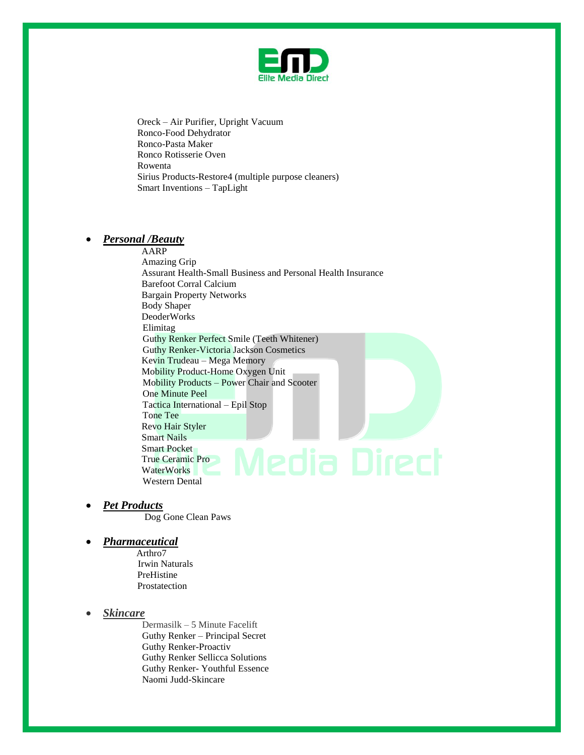Oreck – Air Purifier, Upright Vacuum
Ronco-Food Dehydrator
Ronco-Pasta Maker
Ronco Rotisserie Oven
Rowenta
Sirius Products-Restore4 (multiple purpose cleaners)
Smart Inventions – TapLight

- ***Personal /Beauty***

  AARP
  Amazing Grip
  Assurant Health-Small Business and Personal Health Insurance
  Barefoot Corral Calcium
  Bargain Property Networks
  Body Shaper
  DeoderWorks
  Elimitag
  Guthy Renker Perfect Smile (Teeth Whitener)
  Guthy Renker-Victoria Jackson Cosmetics
  Kevin Trudeau – Mega Memory
  Mobility Product-Home Oxygen Unit
  Mobility Products – Power Chair and Scooter
  One Minute Peel
  Tactica International – Epil Stop
  Tone Tee
  Revo Hair Styler
  Smart Nails
  Smart Pocket
  True Ceramic Pro
  WaterWorks
  Western Dental

- ***Pet Products***

  Dog Gone Clean Paws

- ***Pharmaceutical***

  Arthro7
  Irwin Naturals
  PreHistine
  Prostatection

- ***Skincare***

  Dermasilk – 5 Minute Facelift
  Guthy Renker – Principal Secret
  Guthy Renker-Proactiv
  Guthy Renker Sellicca Solutions
  Guthy Renker- Youthful Essence
  Naomi Judd-Skincare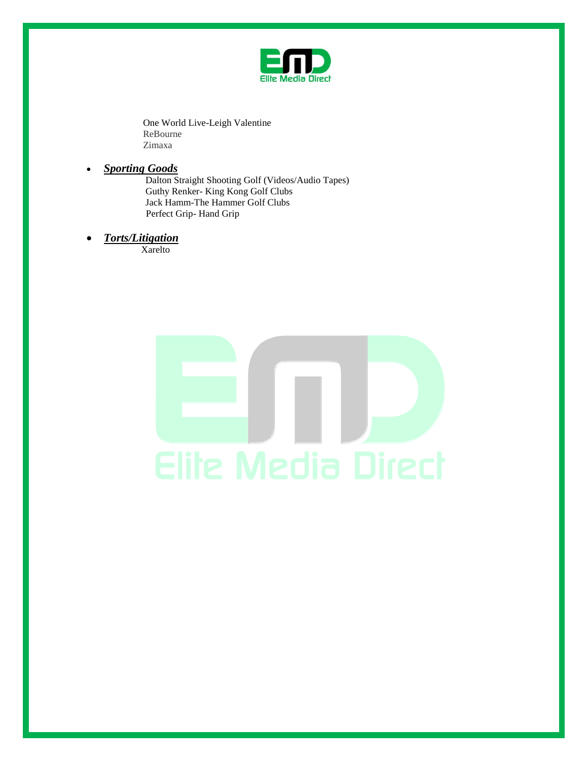One World Live-Leigh Valentine
ReBourne
Zimaxa

- ***Sporting Goods***

  Dalton Straight Shooting Golf (Videos/Audio Tapes)
  Guthy Renker- King Kong Golf Clubs
  Jack Hamm-The Hammer Golf Clubs
  Perfect Grip- Hand Grip

- ***Torts/Litigation***

  Xarelto